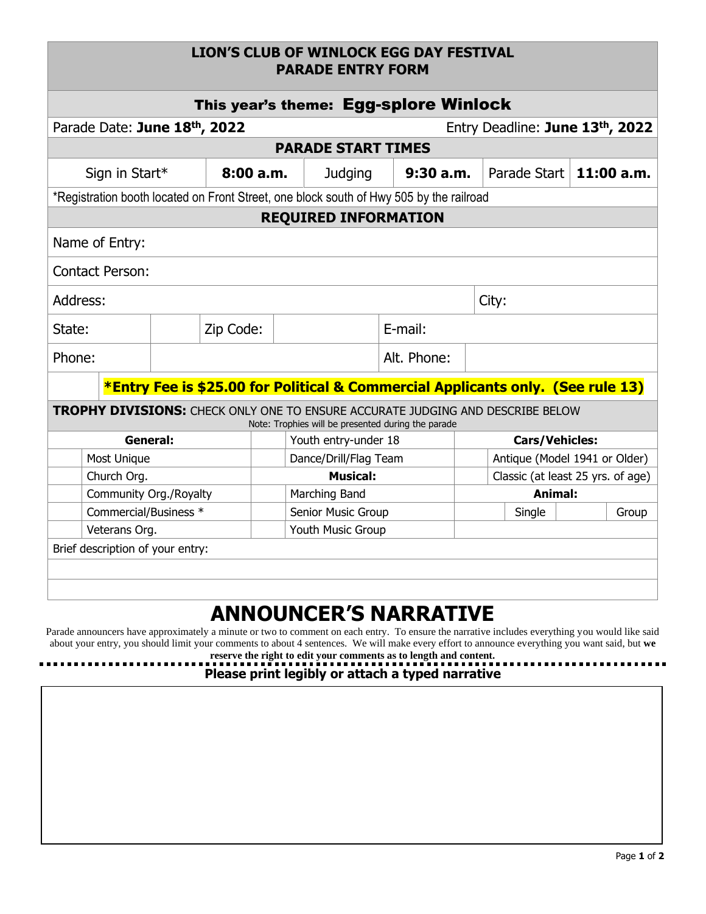# LION'S CLUB OF WINLOCK EGG DAY FESTIVAL
# PARADE ENTRY FORM

## This year's theme: Egg-splore Winlock

Parade Date: **June 18th, 2022** Entry Deadline: **June 13th, 2022**

### PARADE START TIMES

| Sign in Start* | **8:00 a.m.** | Judging | **9:30 a.m.** | Parade Start | **11:00 a.m.** |
|---|---|---|---|---|---|

*Registration booth located on Front Street, one block south of Hwy 505 by the railroad

### REQUIRED INFORMATION

| | | | |
|---|---|---|---|
| Name of Entry: | | | |
| Contact Person: | | | |
| Address: | | City: | |
| State: | | Zip Code: | |
| E-mail: | | | |
| Phone: | | Alt. Phone: | |

***Entry Fee is $25.00 for Political & Commercial Applicants only. (See rule 13)**

**TROPHY DIVISIONS:** CHECK ONLY ONE TO ENSURE ACCURATE JUDGING AND DESCRIBE BELOW
Note: Trophies will be presented during the parade

| | **General:** | | Youth entry-under 18 | | **Cars/Vehicles:** |
|---|---|---|---|---|---|
| | Most Unique | | Dance/Drill/Flag Team | | Antique (Model 1941 or Older) |
| | Church Org. | | **Musical:** | | Classic (at least 25 yrs. of age) |
| | Community Org./Royalty | | Marching Band | | **Animal:** |
| | Commercial/Business * | | Senior Music Group | | Single / Group |
| | Veterans Org. | | Youth Music Group | | |

Brief description of your entry:

# ANNOUNCER'S NARRATIVE

Parade announcers have approximately a minute or two to comment on each entry. To ensure the narrative includes everything you would like said about your entry, you should limit your comments to about 4 sentences. We will make every effort to announce everything you want said, but **we reserve the right to edit your comments as to length and content.**

**Please print legibly or attach a typed narrative**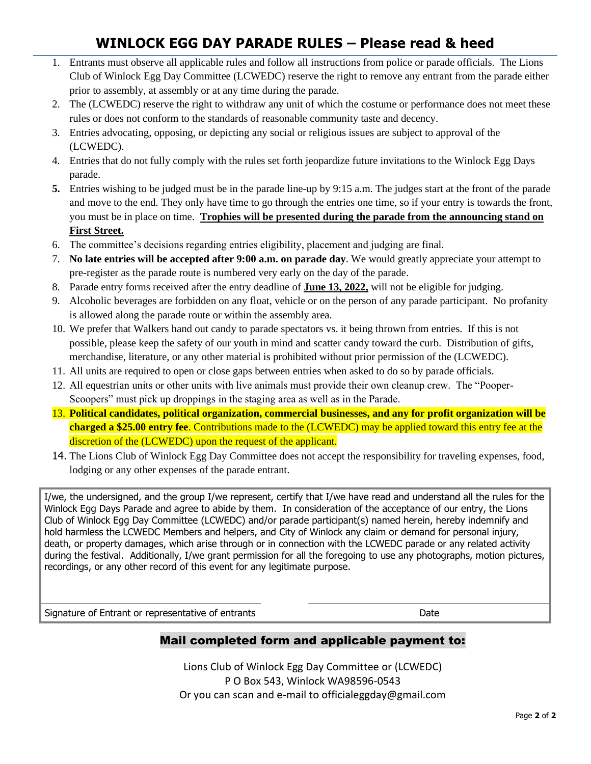# WINLOCK EGG DAY PARADE RULES – Please read & heed

1. Entrants must observe all applicable rules and follow all instructions from police or parade officials. The Lions Club of Winlock Egg Day Committee (LCWEDC) reserve the right to remove any entrant from the parade either prior to assembly, at assembly or at any time during the parade.
2. The (LCWEDC) reserve the right to withdraw any unit of which the costume or performance does not meet these rules or does not conform to the standards of reasonable community taste and decency.
3. Entries advocating, opposing, or depicting any social or religious issues are subject to approval of the (LCWEDC).
4. Entries that do not fully comply with the rules set forth jeopardize future invitations to the Winlock Egg Days parade.
5. Entries wishing to be judged must be in the parade line-up by 9:15 a.m. The judges start at the front of the parade and move to the end. They only have time to go through the entries one time, so if your entry is towards the front, you must be in place on time. **Trophies will be presented during the parade from the announcing stand on First Street.**
6. The committee's decisions regarding entries eligibility, placement and judging are final.
7. **No late entries will be accepted after 9:00 a.m. on parade day**. We would greatly appreciate your attempt to pre-register as the parade route is numbered very early on the day of the parade.
8. Parade entry forms received after the entry deadline of **June 13, 2022,** will not be eligible for judging.
9. Alcoholic beverages are forbidden on any float, vehicle or on the person of any parade participant. No profanity is allowed along the parade route or within the assembly area.
10. We prefer that Walkers hand out candy to parade spectators vs. it being thrown from entries. If this is not possible, please keep the safety of our youth in mind and scatter candy toward the curb. Distribution of gifts, merchandise, literature, or any other material is prohibited without prior permission of the (LCWEDC).
11. All units are required to open or close gaps between entries when asked to do so by parade officials.
12. All equestrian units or other units with live animals must provide their own cleanup crew. The "Pooper-Scoopers" must pick up droppings in the staging area as well as in the Parade.
13. **Political candidates, political organization, commercial businesses, and any for profit organization will be charged a $25.00 entry fee**. Contributions made to the (LCWEDC) may be applied toward this entry fee at the discretion of the (LCWEDC) upon the request of the applicant.
14. The Lions Club of Winlock Egg Day Committee does not accept the responsibility for traveling expenses, food, lodging or any other expenses of the parade entrant.

I/we, the undersigned, and the group I/we represent, certify that I/we have read and understand all the rules for the Winlock Egg Days Parade and agree to abide by them. In consideration of the acceptance of our entry, the Lions Club of Winlock Egg Day Committee (LCWEDC) and/or parade participant(s) named herein, hereby indemnify and hold harmless the LCWEDC Members and helpers, and City of Winlock any claim or demand for personal injury, death, or property damages, which arise through or in connection with the LCWEDC parade or any related activity during the festival. Additionally, I/we grant permission for all the foregoing to use any photographs, motion pictures, recordings, or any other record of this event for any legitimate purpose.

Signature of Entrant or representative of entrants ____________________ Date ____________________

## Mail completed form and applicable payment to:

Lions Club of Winlock Egg Day Committee or (LCWEDC)
P O Box 543, Winlock WA98596-0543
Or you can scan and e-mail to officialeggday@gmail.com